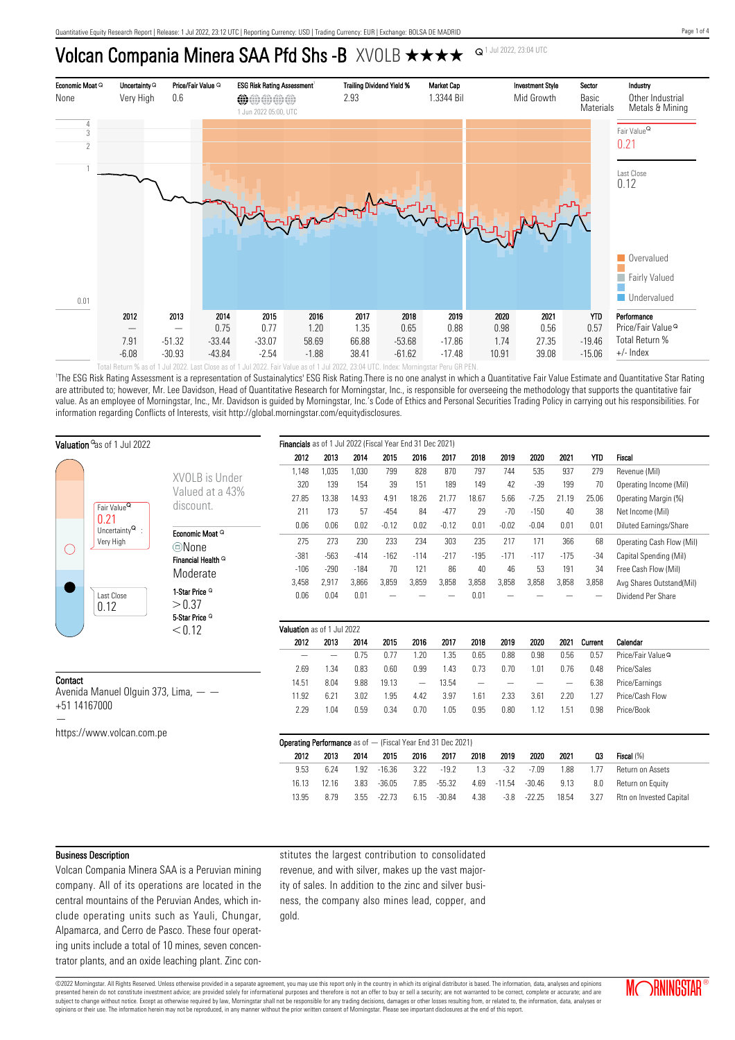# Volcan Compania Minera SAA Pfd Shs -B XVOLB ★★★★

1 Jul 2022, 23:04 UTC

| Economic Moat | Uncertainty | Price/Fair Value | ESG Risk Rating Assessment[1] | Trailing Dividend Yield % | Market Cap | Investment Style | Sector | Industry |
|---|---|---|---|---|---|---|---|---|
| None | Very High | 0.6 | 1 Jun 2022 05:00, UTC | 2.93 | 1.3344 Bil | Mid Growth | Basic Materials | Other Industrial Metals & Mining |

Fair Value: 0.21

Last Close: 0.12

| | 2012 | 2013 | 2014 | 2015 | 2016 | 2017 | 2018 | 2019 | 2020 | 2021 | YTD | Performance |
|---|---|---|---|---|---|---|---|---|---|---|---|---|
| | — | — | 0.75 | 0.77 | 1.20 | 1.35 | 0.65 | 0.88 | 0.98 | 0.56 | 0.57 | Price/Fair Value |
| | 7.91 | -51.32 | -33.44 | -33.07 | 58.69 | 66.88 | -53.68 | -17.86 | 1.74 | 27.35 | -19.46 | Total Return % |
| | -6.08 | -30.93 | -43.84 | -2.54 | -1.88 | 38.41 | -61.62 | -17.48 | 10.91 | 39.08 | -15.06 | +/- Index |

Total Return % as of 1 Jul 2022. Last Close as of 1 Jul 2022. Fair Value as of 1 Jul 2022, 23:04 UTC. Index: Morningstar Peru GR PEN.

[1]The ESG Risk Rating Assessment is a representation of Sustainalytics' ESG Risk Rating.There is no one analyst in which a Quantitative Fair Value Estimate and Quantitative Star Rating are attributed to; however, Mr. Lee Davidson, Head of Quantitative Research for Morningstar, Inc., is responsible for overseeing the methodology that supports the quantitative fair value. As an employee of Morningstar, Inc., Mr. Davidson is guided by Morningstar, Inc.'s Code of Ethics and Personal Securities Trading Policy in carrying out his responsibilities. For information regarding Conflicts of Interests, visit http://global.morningstar.com/equitydisclosures.

## Valuation as of 1 Jul 2022

Fair Value 0.21
Uncertainty: Very High

Last Close 0.12

XVOLB is Under Valued at a 43% discount.

Economic Moat: None

Financial Health: Moderate

1-Star Price: > 0.37

5-Star Price: < 0.12

## Contact

Avenida Manuel Olguin 373, Lima, — —
+51 14167000
—
https://www.volcan.com.pe

## Financials as of 1 Jul 2022 (Fiscal Year End 31 Dec 2021)

| 2012 | 2013 | 2014 | 2015 | 2016 | 2017 | 2018 | 2019 | 2020 | 2021 | YTD | Fiscal |
|---|---|---|---|---|---|---|---|---|---|---|---|
| 1,148 | 1,035 | 1,030 | 799 | 828 | 870 | 797 | 744 | 535 | 937 | 279 | Revenue (Mil) |
| 320 | 139 | 154 | 39 | 151 | 189 | 149 | 42 | -39 | 199 | 70 | Operating Income (Mil) |
| 27.85 | 13.38 | 14.93 | 4.91 | 18.26 | 21.77 | 18.67 | 5.66 | -7.25 | 21.19 | 25.06 | Operating Margin (%) |
| 211 | 173 | 57 | -454 | 84 | -477 | 29 | -70 | -150 | 40 | 38 | Net Income (Mil) |
| 0.06 | 0.06 | 0.02 | -0.12 | 0.02 | -0.12 | 0.01 | -0.02 | -0.04 | 0.01 | 0.01 | Diluted Earnings/Share |
| 275 | 273 | 230 | 233 | 234 | 303 | 235 | 217 | 171 | 366 | 68 | Operating Cash Flow (Mil) |
| -381 | -563 | -414 | -162 | -114 | -217 | -195 | -171 | -117 | -175 | -34 | Capital Spending (Mil) |
| -106 | -290 | -184 | 70 | 121 | 86 | 40 | 46 | 53 | 191 | 34 | Free Cash Flow (Mil) |
| 3,458 | 2,917 | 3,866 | 3,859 | 3,859 | 3,858 | 3,858 | 3,858 | 3,858 | 3,858 | 3,858 | Avg Shares Outstand(Mil) |
| 0.06 | 0.04 | 0.01 | — | — | — | 0.01 | — | — | — | — | Dividend Per Share |

## Valuation as of 1 Jul 2022

| 2012 | 2013 | 2014 | 2015 | 2016 | 2017 | 2018 | 2019 | 2020 | 2021 | Current | Calendar |
|---|---|---|---|---|---|---|---|---|---|---|---|
| — | — | 0.75 | 0.77 | 1.20 | 1.35 | 0.65 | 0.88 | 0.98 | 0.56 | 0.57 | Price/Fair Value |
| 2.69 | 1.34 | 0.83 | 0.60 | 0.99 | 1.43 | 0.73 | 0.70 | 1.01 | 0.76 | 0.48 | Price/Sales |
| 14.51 | 8.04 | 9.88 | 19.13 | — | 13.54 | — | — | — | — | 6.38 | Price/Earnings |
| 11.92 | 6.21 | 3.02 | 1.95 | 4.42 | 3.97 | 1.61 | 2.33 | 3.61 | 2.20 | 1.27 | Price/Cash Flow |
| 2.29 | 1.04 | 0.59 | 0.34 | 0.70 | 1.05 | 0.95 | 0.80 | 1.12 | 1.51 | 0.98 | Price/Book |

## Operating Performance as of — (Fiscal Year End 31 Dec 2021)

| 2012 | 2013 | 2014 | 2015 | 2016 | 2017 | 2018 | 2019 | 2020 | 2021 | Q3 | Fiscal (%) |
|---|---|---|---|---|---|---|---|---|---|---|---|
| 9.53 | 6.24 | 1.92 | -16.36 | 3.22 | -19.2 | 1.3 | -3.2 | -7.09 | 1.88 | 1.77 | Return on Assets |
| 16.13 | 12.16 | 3.83 | -36.05 | 7.85 | -55.32 | 4.69 | -11.54 | -30.46 | 9.13 | 8.0 | Return on Equity |
| 13.95 | 8.79 | 3.55 | -22.73 | 6.15 | -30.84 | 4.38 | -3.8 | -22.25 | 18.54 | 3.27 | Rtn on Invested Capital |

## Business Description

Volcan Compania Minera SAA is a Peruvian mining company. All of its operations are located in the central mountains of the Peruvian Andes, which include operating units such as Yauli, Chungar, Alpamarca, and Cerro de Pasco. These four operating units include a total of 10 mines, seven concentrator plants, and an oxide leaching plant. Zinc constitutes the largest contribution to consolidated revenue, and with silver, makes up the vast majority of sales. In addition to the zinc and silver business, the company also mines lead, copper, and gold.

©2022 Morningstar. All Rights Reserved. Unless otherwise provided in a separate agreement, you may use this report only in the country in which its original distributor is based. The information, data, analyses and opinions presented herein do not constitute investment advice; are provided solely for informational purposes and therefore is not an offer to buy or sell a security; are not warranted to be correct, complete or accurate; and are subject to change without notice. Except as otherwise required by law, Morningstar shall not be responsible for any trading decisions, damages or other losses resulting from, or related to, the information, data, analyses or opinions or their use. The information herein may not be reproduced, in any manner without the prior written consent of Morningstar. Please see important disclosures at the end of this report.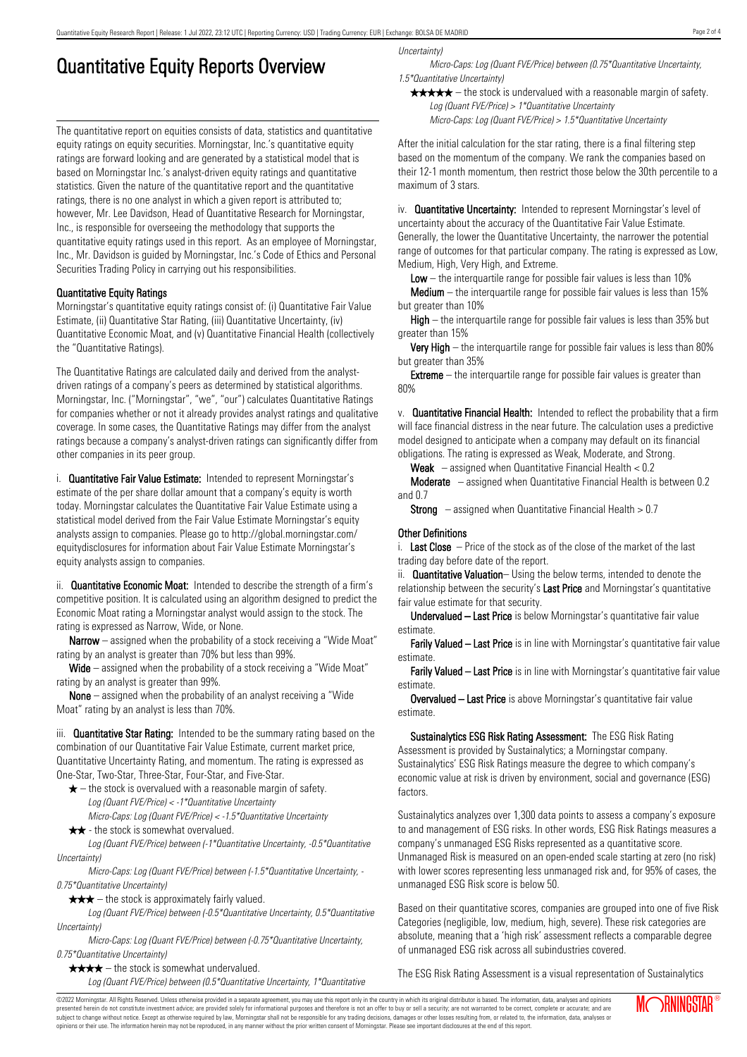# Quantitative Equity Reports Overview

The quantitative report on equities consists of data, statistics and quantitative equity ratings on equity securities. Morningstar, Inc.'s quantitative equity ratings are forward looking and are generated by a statistical model that is based on Morningstar Inc.'s analyst-driven equity ratings and quantitative statistics. Given the nature of the quantitative report and the quantitative ratings, there is no one analyst in which a given report is attributed to; however, Mr. Lee Davidson, Head of Quantitative Research for Morningstar, Inc., is responsible for overseeing the methodology that supports the quantitative equity ratings used in this report. As an employee of Morningstar, Inc., Mr. Davidson is guided by Morningstar, Inc.'s Code of Ethics and Personal Securities Trading Policy in carrying out his responsibilities.

## Quantitative Equity Ratings

Morningstar's quantitative equity ratings consist of: (i) Quantitative Fair Value Estimate, (ii) Quantitative Star Rating, (iii) Quantitative Uncertainty, (iv) Quantitative Economic Moat, and (v) Quantitative Financial Health (collectively the "Quantitative Ratings).

The Quantitative Ratings are calculated daily and derived from the analyst-driven ratings of a company's peers as determined by statistical algorithms. Morningstar, Inc. ("Morningstar", "we", "our") calculates Quantitative Ratings for companies whether or not it already provides analyst ratings and qualitative coverage. In some cases, the Quantitative Ratings may differ from the analyst ratings because a company's analyst-driven ratings can significantly differ from other companies in its peer group.

i. **Quantitative Fair Value Estimate:** Intended to represent Morningstar's estimate of the per share dollar amount that a company's equity is worth today. Morningstar calculates the Quantitative Fair Value Estimate using a statistical model derived from the Fair Value Estimate Morningstar's equity analysts assign to companies. Please go to http://global.morningstar.com/equitydisclosures for information about Fair Value Estimate Morningstar's equity analysts assign to companies.

ii. **Quantitative Economic Moat:** Intended to describe the strength of a firm's competitive position. It is calculated using an algorithm designed to predict the Economic Moat rating a Morningstar analyst would assign to the stock. The rating is expressed as Narrow, Wide, or None.

**Narrow** – assigned when the probability of a stock receiving a "Wide Moat" rating by an analyst is greater than 70% but less than 99%.

**Wide** – assigned when the probability of a stock receiving a "Wide Moat" rating by an analyst is greater than 99%.

**None** – assigned when the probability of an analyst receiving a "Wide Moat" rating by an analyst is less than 70%.

iii. **Quantitative Star Rating:** Intended to be the summary rating based on the combination of our Quantitative Fair Value Estimate, current market price, Quantitative Uncertainty Rating, and momentum. The rating is expressed as One-Star, Two-Star, Three-Star, Four-Star, and Five-Star.

★ – the stock is overvalued with a reasonable margin of safety.
*Log (Quant FVE/Price) < -1\*Quantitative Uncertainty*
*Micro-Caps: Log (Quant FVE/Price) < -1.5\*Quantitative Uncertainty*

★★ - the stock is somewhat overvalued.
*Log (Quant FVE/Price) between (-1\*Quantitative Uncertainty, -0.5\*Quantitative Uncertainty)*
*Micro-Caps: Log (Quant FVE/Price) between (-1.5\*Quantitative Uncertainty, -0.75\*Quantitative Uncertainty)*

★★★ – the stock is approximately fairly valued.
*Log (Quant FVE/Price) between (-0.5\*Quantitative Uncertainty, 0.5\*Quantitative Uncertainty)*
*Micro-Caps: Log (Quant FVE/Price) between (-0.75\*Quantitative Uncertainty, 0.75\*Quantitative Uncertainty)*

★★★★ – the stock is somewhat undervalued.
*Log (Quant FVE/Price) between (0.5\*Quantitative Uncertainty, 1\*Quantitative Uncertainty)*
*Micro-Caps: Log (Quant FVE/Price) between (0.75\*Quantitative Uncertainty, 1.5\*Quantitative Uncertainty)*

★★★★★ – the stock is undervalued with a reasonable margin of safety.
*Log (Quant FVE/Price) > 1\*Quantitative Uncertainty*
*Micro-Caps: Log (Quant FVE/Price) > 1.5\*Quantitative Uncertainty*

After the initial calculation for the star rating, there is a final filtering step based on the momentum of the company. We rank the companies based on their 12-1 month momentum, then restrict those below the 30th percentile to a maximum of 3 stars.

iv. **Quantitative Uncertainty:** Intended to represent Morningstar's level of uncertainty about the accuracy of the Quantitative Fair Value Estimate. Generally, the lower the Quantitative Uncertainty, the narrower the potential range of outcomes for that particular company. The rating is expressed as Low, Medium, High, Very High, and Extreme.

**Low** – the interquartile range for possible fair values is less than 10%

**Medium** – the interquartile range for possible fair values is less than 15% but greater than 10%

**High** – the interquartile range for possible fair values is less than 35% but greater than 15%

**Very High** – the interquartile range for possible fair values is less than 80% but greater than 35%

**Extreme** – the interquartile range for possible fair values is greater than 80%

v. **Quantitative Financial Health:** Intended to reflect the probability that a firm will face financial distress in the near future. The calculation uses a predictive model designed to anticipate when a company may default on its financial obligations. The rating is expressed as Weak, Moderate, and Strong.

**Weak** – assigned when Quantitative Financial Health < 0.2

**Moderate** – assigned when Quantitative Financial Health is between 0.2 and 0.7

**Strong** – assigned when Quantitative Financial Health > 0.7

## Other Definitions

i. **Last Close** – Price of the stock as of the close of the market of the last trading day before date of the report.

ii. **Quantitative Valuation**– Using the below terms, intended to denote the relationship between the security's **Last Price** and Morningstar's quantitative fair value estimate for that security.

**Undervalued – Last Price** is below Morningstar's quantitative fair value estimate.

**Farily Valued – Last Price** is in line with Morningstar's quantitative fair value estimate.

**Farily Valued – Last Price** is in line with Morningstar's quantitative fair value estimate.

**Overvalued – Last Price** is above Morningstar's quantitative fair value estimate.

**Sustainalytics ESG Risk Rating Assessment:** The ESG Risk Rating Assessment is provided by Sustainalytics; a Morningstar company. Sustainalytics' ESG Risk Ratings measure the degree to which company's economic value at risk is driven by environment, social and governance (ESG) factors.

Sustainalytics analyzes over 1,300 data points to assess a company's exposure to and management of ESG risks. In other words, ESG Risk Ratings measures a company's unmanaged ESG Risks represented as a quantitative score. Unmanaged Risk is measured on an open-ended scale starting at zero (no risk) with lower scores representing less unmanaged risk and, for 95% of cases, the unmanaged ESG Risk score is below 50.

Based on their quantitative scores, companies are grouped into one of five Risk Categories (negligible, low, medium, high, severe). These risk categories are absolute, meaning that a 'high risk' assessment reflects a comparable degree of unmanaged ESG risk across all subindustries covered.

The ESG Risk Rating Assessment is a visual representation of Sustainalytics

©2022 Morningstar. All Rights Reserved. Unless otherwise provided in a separate agreement, you may use this report only in the country in which its original distributor is based. The information, data, analyses and opinions presented herein do not constitute investment advice; are provided solely for informational purposes and therefore is not an offer to buy or sell a security; and are not warranted to be correct, complete or accurate; and are subject to change without notice. Except as otherwise required by law, Morningstar shall not be responsible for any trading decisions, damages or other losses resulting from, or related to, the information, data, analyses or opinions or their use. The information herein may not be reproduced, in any manner without the prior written consent of Morningstar. Please see important disclosures at the end of this report.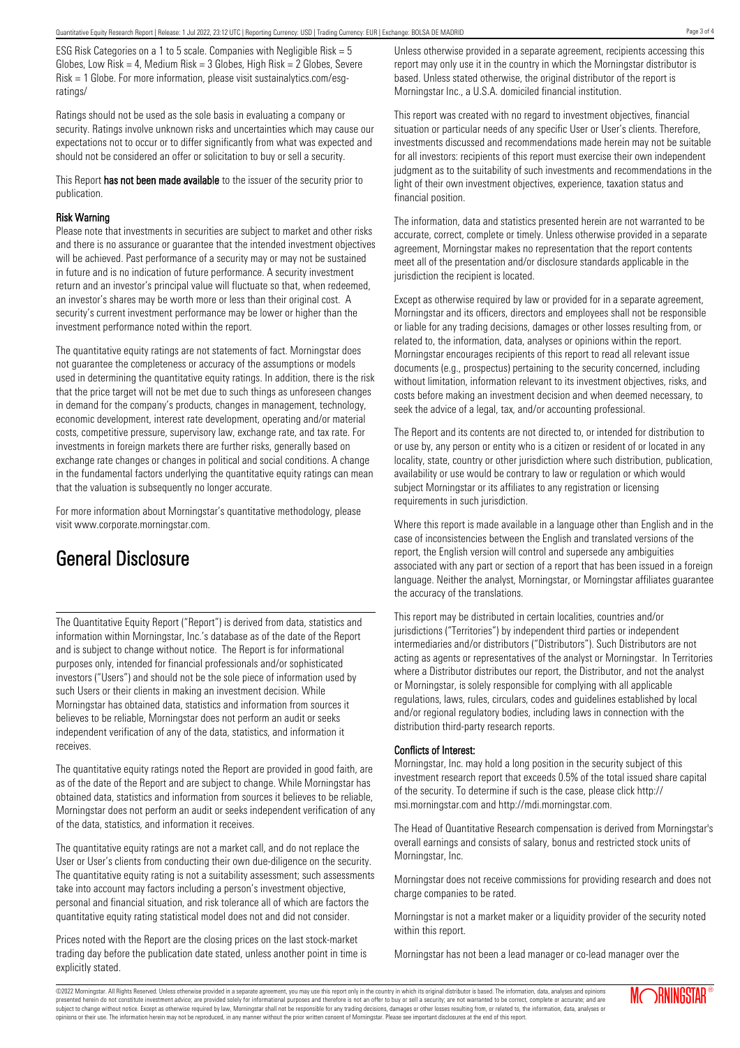ESG Risk Categories on a 1 to 5 scale. Companies with Negligible Risk = 5 Globes, Low Risk = 4, Medium Risk = 3 Globes, High Risk = 2 Globes, Severe Risk = 1 Globe. For more information, please visit sustainalytics.com/esg-ratings/

Ratings should not be used as the sole basis in evaluating a company or security. Ratings involve unknown risks and uncertainties which may cause our expectations not to occur or to differ significantly from what was expected and should not be considered an offer or solicitation to buy or sell a security.

This Report **has not been made available** to the issuer of the security prior to publication.

**Risk Warning**

Please note that investments in securities are subject to market and other risks and there is no assurance or guarantee that the intended investment objectives will be achieved. Past performance of a security may or may not be sustained in future and is no indication of future performance. A security investment return and an investor's principal value will fluctuate so that, when redeemed, an investor's shares may be worth more or less than their original cost. A security's current investment performance may be lower or higher than the investment performance noted within the report.

The quantitative equity ratings are not statements of fact. Morningstar does not guarantee the completeness or accuracy of the assumptions or models used in determining the quantitative equity ratings. In addition, there is the risk that the price target will not be met due to such things as unforeseen changes in demand for the company's products, changes in management, technology, economic development, interest rate development, operating and/or material costs, competitive pressure, supervisory law, exchange rate, and tax rate. For investments in foreign markets there are further risks, generally based on exchange rate changes or changes in political and social conditions. A change in the fundamental factors underlying the quantitative equity ratings can mean that the valuation is subsequently no longer accurate.

For more information about Morningstar's quantitative methodology, please visit www.corporate.morningstar.com.

# General Disclosure

The Quantitative Equity Report ("Report") is derived from data, statistics and information within Morningstar, Inc.'s database as of the date of the Report and is subject to change without notice. The Report is for informational purposes only, intended for financial professionals and/or sophisticated investors ("Users") and should not be the sole piece of information used by such Users or their clients in making an investment decision. While Morningstar has obtained data, statistics and information from sources it believes to be reliable, Morningstar does not perform an audit or seeks independent verification of any of the data, statistics, and information it receives.

The quantitative equity ratings noted the Report are provided in good faith, are as of the date of the Report and are subject to change. While Morningstar has obtained data, statistics and information from sources it believes to be reliable, Morningstar does not perform an audit or seeks independent verification of any of the data, statistics, and information it receives.

The quantitative equity ratings are not a market call, and do not replace the User or User's clients from conducting their own due-diligence on the security. The quantitative equity rating is not a suitability assessment; such assessments take into account may factors including a person's investment objective, personal and financial situation, and risk tolerance all of which are factors the quantitative equity rating statistical model does not and did not consider.

Prices noted with the Report are the closing prices on the last stock-market trading day before the publication date stated, unless another point in time is explicitly stated.

Unless otherwise provided in a separate agreement, recipients accessing this report may only use it in the country in which the Morningstar distributor is based. Unless stated otherwise, the original distributor of the report is Morningstar Inc., a U.S.A. domiciled financial institution.

This report was created with no regard to investment objectives, financial situation or particular needs of any specific User or User's clients. Therefore, investments discussed and recommendations made herein may not be suitable for all investors: recipients of this report must exercise their own independent judgment as to the suitability of such investments and recommendations in the light of their own investment objectives, experience, taxation status and financial position.

The information, data and statistics presented herein are not warranted to be accurate, correct, complete or timely. Unless otherwise provided in a separate agreement, Morningstar makes no representation that the report contents meet all of the presentation and/or disclosure standards applicable in the jurisdiction the recipient is located.

Except as otherwise required by law or provided for in a separate agreement, Morningstar and its officers, directors and employees shall not be responsible or liable for any trading decisions, damages or other losses resulting from, or related to, the information, data, analyses or opinions within the report. Morningstar encourages recipients of this report to read all relevant issue documents (e.g., prospectus) pertaining to the security concerned, including without limitation, information relevant to its investment objectives, risks, and costs before making an investment decision and when deemed necessary, to seek the advice of a legal, tax, and/or accounting professional.

The Report and its contents are not directed to, or intended for distribution to or use by, any person or entity who is a citizen or resident of or located in any locality, state, country or other jurisdiction where such distribution, publication, availability or use would be contrary to law or regulation or which would subject Morningstar or its affiliates to any registration or licensing requirements in such jurisdiction.

Where this report is made available in a language other than English and in the case of inconsistencies between the English and translated versions of the report, the English version will control and supersede any ambiguities associated with any part or section of a report that has been issued in a foreign language. Neither the analyst, Morningstar, or Morningstar affiliates guarantee the accuracy of the translations.

This report may be distributed in certain localities, countries and/or jurisdictions ("Territories") by independent third parties or independent intermediaries and/or distributors ("Distributors"). Such Distributors are not acting as agents or representatives of the analyst or Morningstar. In Territories where a Distributor distributes our report, the Distributor, and not the analyst or Morningstar, is solely responsible for complying with all applicable regulations, laws, rules, circulars, codes and guidelines established by local and/or regional regulatory bodies, including laws in connection with the distribution third-party research reports.

**Conflicts of Interest:**

Morningstar, Inc. may hold a long position in the security subject of this investment research report that exceeds 0.5% of the total issued share capital of the security. To determine if such is the case, please click http://msi.morningstar.com and http://mdi.morningstar.com.

The Head of Quantitative Research compensation is derived from Morningstar's overall earnings and consists of salary, bonus and restricted stock units of Morningstar, Inc.

Morningstar does not receive commissions for providing research and does not charge companies to be rated.

Morningstar is not a market maker or a liquidity provider of the security noted within this report.

Morningstar has not been a lead manager or co-lead manager over the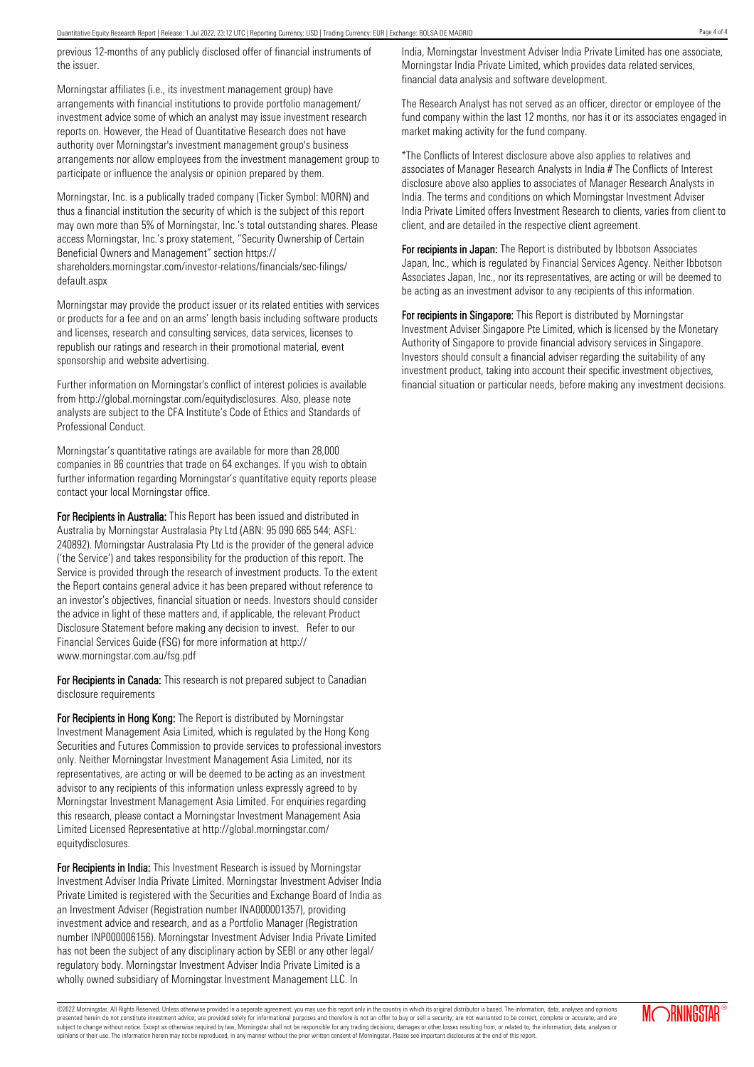previous 12-months of any publicly disclosed offer of financial instruments of the issuer.

Morningstar affiliates (i.e., its investment management group) have arrangements with financial institutions to provide portfolio management/ investment advice some of which an analyst may issue investment research reports on. However, the Head of Quantitative Research does not have authority over Morningstar's investment management group's business arrangements nor allow employees from the investment management group to participate or influence the analysis or opinion prepared by them.

Morningstar, Inc. is a publically traded company (Ticker Symbol: MORN) and thus a financial institution the security of which is the subject of this report may own more than 5% of Morningstar, Inc.'s total outstanding shares. Please access Morningstar, Inc.'s proxy statement, "Security Ownership of Certain Beneficial Owners and Management" section https:// shareholders.morningstar.com/investor-relations/financials/sec-filings/ default.aspx

Morningstar may provide the product issuer or its related entities with services or products for a fee and on an arms' length basis including software products and licenses, research and consulting services, data services, licenses to republish our ratings and research in their promotional material, event sponsorship and website advertising.

Further information on Morningstar's conflict of interest policies is available from http://global.morningstar.com/equitydisclosures. Also, please note analysts are subject to the CFA Institute's Code of Ethics and Standards of Professional Conduct.

Morningstar's quantitative ratings are available for more than 28,000 companies in 86 countries that trade on 64 exchanges. If you wish to obtain further information regarding Morningstar's quantitative equity reports please contact your local Morningstar office.

**For Recipients in Australia:** This Report has been issued and distributed in Australia by Morningstar Australasia Pty Ltd (ABN: 95 090 665 544; ASFL: 240892). Morningstar Australasia Pty Ltd is the provider of the general advice ('the Service') and takes responsibility for the production of this report. The Service is provided through the research of investment products. To the extent the Report contains general advice it has been prepared without reference to an investor's objectives, financial situation or needs. Investors should consider the advice in light of these matters and, if applicable, the relevant Product Disclosure Statement before making any decision to invest. Refer to our Financial Services Guide (FSG) for more information at http:// www.morningstar.com.au/fsg.pdf

**For Recipients in Canada:** This research is not prepared subject to Canadian disclosure requirements

**For Recipients in Hong Kong:** The Report is distributed by Morningstar Investment Management Asia Limited, which is regulated by the Hong Kong Securities and Futures Commission to provide services to professional investors only. Neither Morningstar Investment Management Asia Limited, nor its representatives, are acting or will be deemed to be acting as an investment advisor to any recipients of this information unless expressly agreed to by Morningstar Investment Management Asia Limited. For enquiries regarding this research, please contact a Morningstar Investment Management Asia Limited Licensed Representative at http://global.morningstar.com/ equitydisclosures.

**For Recipients in India:** This Investment Research is issued by Morningstar Investment Adviser India Private Limited. Morningstar Investment Adviser India Private Limited is registered with the Securities and Exchange Board of India as an Investment Adviser (Registration number INA000001357), providing investment advice and research, and as a Portfolio Manager (Registration number INP000006156). Morningstar Investment Adviser India Private Limited has not been the subject of any disciplinary action by SEBI or any other legal/ regulatory body. Morningstar Investment Adviser India Private Limited is a wholly owned subsidiary of Morningstar Investment Management LLC. In India, Morningstar Investment Adviser India Private Limited has one associate, Morningstar India Private Limited, which provides data related services, financial data analysis and software development.

The Research Analyst has not served as an officer, director or employee of the fund company within the last 12 months, nor has it or its associates engaged in market making activity for the fund company.

*The Conflicts of Interest disclosure above also applies to relatives and associates of Manager Research Analysts in India # The Conflicts of Interest disclosure above also applies to associates of Manager Research Analysts in India. The terms and conditions on which Morningstar Investment Adviser India Private Limited offers Investment Research to clients, varies from client to client, and are detailed in the respective client agreement.

**For recipients in Japan:** The Report is distributed by Ibbotson Associates Japan, Inc., which is regulated by Financial Services Agency. Neither Ibbotson Associates Japan, Inc., nor its representatives, are acting or will be deemed to be acting as an investment advisor to any recipients of this information.

**For recipients in Singapore:** This Report is distributed by Morningstar Investment Adviser Singapore Pte Limited, which is licensed by the Monetary Authority of Singapore to provide financial advisory services in Singapore. Investors should consult a financial adviser regarding the suitability of any investment product, taking into account their specific investment objectives, financial situation or particular needs, before making any investment decisions.

©2022 Morningstar. All Rights Reserved. Unless otherwise provided in a separate agreement, you may use this report only in the country in which its original distributor is based. The information, data, analyses and opinions presented herein do not constitute investment advice; are provided solely for informational purposes and therefore is not an offer to buy or sell a security; are not warranted to be correct, complete or accurate; and are subject to change without notice. Except as otherwise required by law, Morningstar shall not be responsible for any trading decisions, damages or other losses resulting from, or related to, the information, data, analyses or opinions or their use. The information herein may not be reproduced, in any manner without the prior written consent of Morningstar. Please see important disclosures at the end of this report.